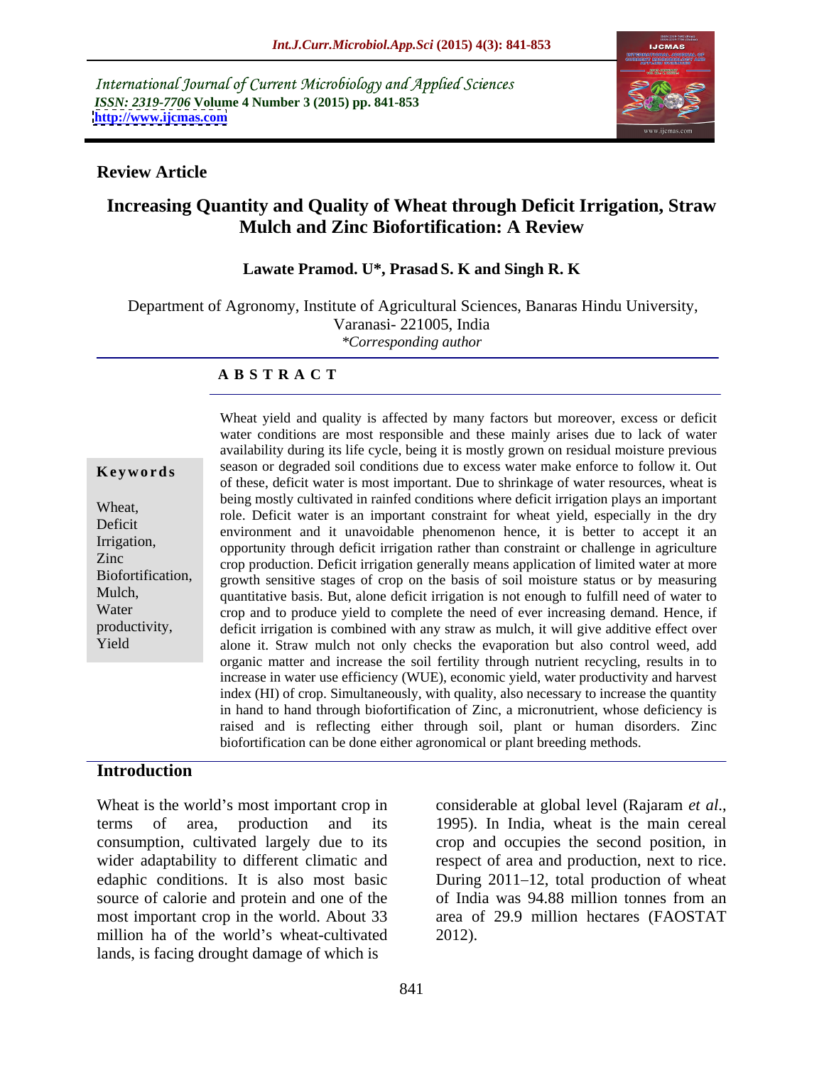International Journal of Current Microbiology and Applied Sciences
*ISSN: 2319-7706* **Volume 4 Number 3 (2015) pp. 841-853**
**http://www.ijcmas.com**

**Review Article**

# Increasing Quantity and Quality of Wheat through Deficit Irrigation, Straw Mulch and Zinc Biofortification: A Review

**Lawate Pramod. U*, Prasad S. K and Singh R. K**

Department of Agronomy, Institute of Agricultural Sciences, Banaras Hindu University, Varanasi- 221005, India
*\*Corresponding author*

## A B S T R A C T

**Keywords**

Wheat, Deficit Irrigation, Zinc Biofortification, Mulch, Water productivity, Yield

Wheat yield and quality is affected by many factors but moreover, excess or deficit water conditions are most responsible and these mainly arises due to lack of water availability during its life cycle, being it is mostly grown on residual moisture previous season or degraded soil conditions due to excess water make enforce to follow it. Out of these, deficit water is most important. Due to shrinkage of water resources, wheat is being mostly cultivated in rainfed conditions where deficit irrigation plays an important role. Deficit water is an important constraint for wheat yield, especially in the dry environment and it unavoidable phenomenon hence, it is better to accept it an opportunity through deficit irrigation rather than constraint or challenge in agriculture crop production. Deficit irrigation generally means application of limited water at more growth sensitive stages of crop on the basis of soil moisture status or by measuring quantitative basis. But, alone deficit irrigation is not enough to fulfill need of water to crop and to produce yield to complete the need of ever increasing demand. Hence, if deficit irrigation is combined with any straw as mulch, it will give additive effect over alone it. Straw mulch not only checks the evaporation but also control weed, add organic matter and increase the soil fertility through nutrient recycling, results in to increase in water use efficiency (WUE), economic yield, water productivity and harvest index (HI) of crop. Simultaneously, with quality, also necessary to increase the quantity in hand to hand through biofortification of Zinc, a micronutrient, whose deficiency is raised and is reflecting either through soil, plant or human disorders. Zinc biofortification can be done either agronomical or plant breeding methods.

## Introduction

Wheat is the world's most important crop in terms of area, production and its consumption, cultivated largely due to its wider adaptability to different climatic and edaphic conditions. It is also most basic source of calorie and protein and one of the most important crop in the world. About 33 million ha of the world's wheat-cultivated lands, is facing drought damage of which is considerable at global level (Rajaram *et al.*, 1995). In India, wheat is the main cereal crop and occupies the second position, in respect of area and production, next to rice. During 2011–12, total production of wheat of India was 94.88 million tonnes from an area of 29.9 million hectares (FAOSTAT 2012).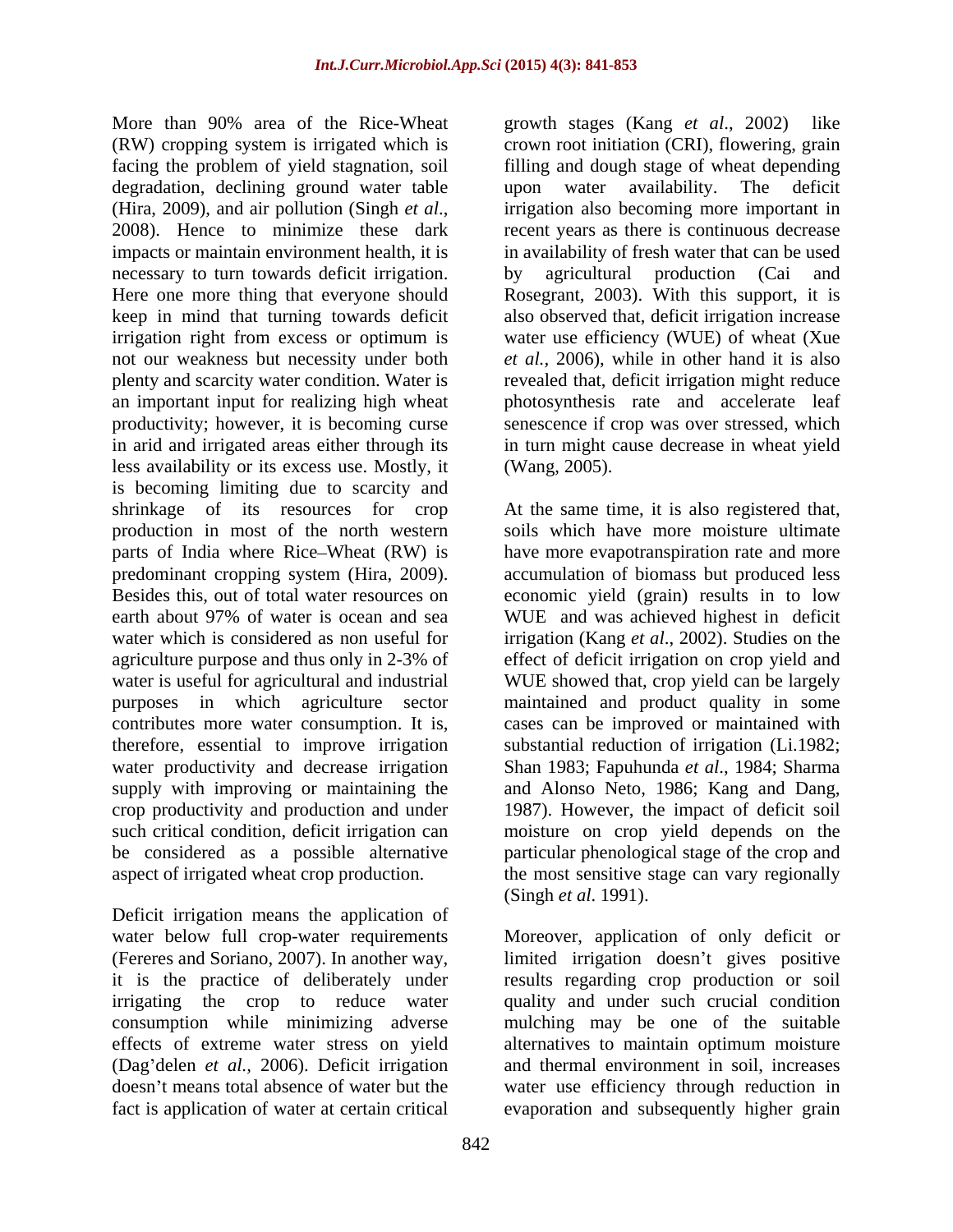More than 90% area of the Rice-Wheat (RW) cropping system is irrigated which is facing the problem of yield stagnation, soil degradation, declining ground water table (Hira, 2009), and air pollution (Singh *et al*., 2008). Hence to minimize these dark impacts or maintain environment health, it is necessary to turn towards deficit irrigation. Here one more thing that everyone should keep in mind that turning towards deficit irrigation right from excess or optimum is not our weakness but necessity under both plenty and scarcity water condition. Water is an important input for realizing high wheat productivity; however, it is becoming curse in arid and irrigated areas either through its less availability or its excess use. Mostly, it is becoming limiting due to scarcity and shrinkage of its resources for crop production in most of the north western parts of India where Rice–Wheat (RW) is predominant cropping system (Hira, 2009). Besides this, out of total water resources on earth about 97% of water is ocean and sea water which is considered as non useful for agriculture purpose and thus only in 2-3% of water is useful for agricultural and industrial purposes in which agriculture sector contributes more water consumption. It is, therefore, essential to improve irrigation water productivity and decrease irrigation supply with improving or maintaining the crop productivity and production and under such critical condition, deficit irrigation can be considered as a possible alternative aspect of irrigated wheat crop production.

Deficit irrigation means the application of water below full crop-water requirements (Fereres and Soriano, 2007). In another way, it is the practice of deliberately under irrigating the crop to reduce water consumption while minimizing adverse effects of extreme water stress on yield (Dag'delen *et al.,* 2006). Deficit irrigation doesn't means total absence of water but the fact is application of water at certain critical growth stages (Kang *et al*., 2002) like crown root initiation (CRI), flowering, grain filling and dough stage of wheat depending upon water availability. The deficit irrigation also becoming more important in recent years as there is continuous decrease in availability of fresh water that can be used by agricultural production (Cai and Rosegrant, 2003). With this support, it is also observed that, deficit irrigation increase water use efficiency (WUE) of wheat (Xue *et al.,* 2006), while in other hand it is also revealed that, deficit irrigation might reduce photosynthesis rate and accelerate leaf senescence if crop was over stressed, which in turn might cause decrease in wheat yield (Wang, 2005).

At the same time, it is also registered that, soils which have more moisture ultimate have more evapotranspiration rate and more accumulation of biomass but produced less economic yield (grain) results in to low WUE and was achieved highest in deficit irrigation (Kang *et al*., 2002). Studies on the effect of deficit irrigation on crop yield and WUE showed that, crop yield can be largely maintained and product quality in some cases can be improved or maintained with substantial reduction of irrigation (Li.1982; Shan 1983; Fapuhunda *et al*., 1984; Sharma and Alonso Neto, 1986; Kang and Dang, 1987). However, the impact of deficit soil moisture on crop yield depends on the particular phenological stage of the crop and the most sensitive stage can vary regionally (Singh *et al*. 1991).

Moreover, application of only deficit or limited irrigation doesn't gives positive results regarding crop production or soil quality and under such crucial condition mulching may be one of the suitable alternatives to maintain optimum moisture and thermal environment in soil, increases water use efficiency through reduction in evaporation and subsequently higher grain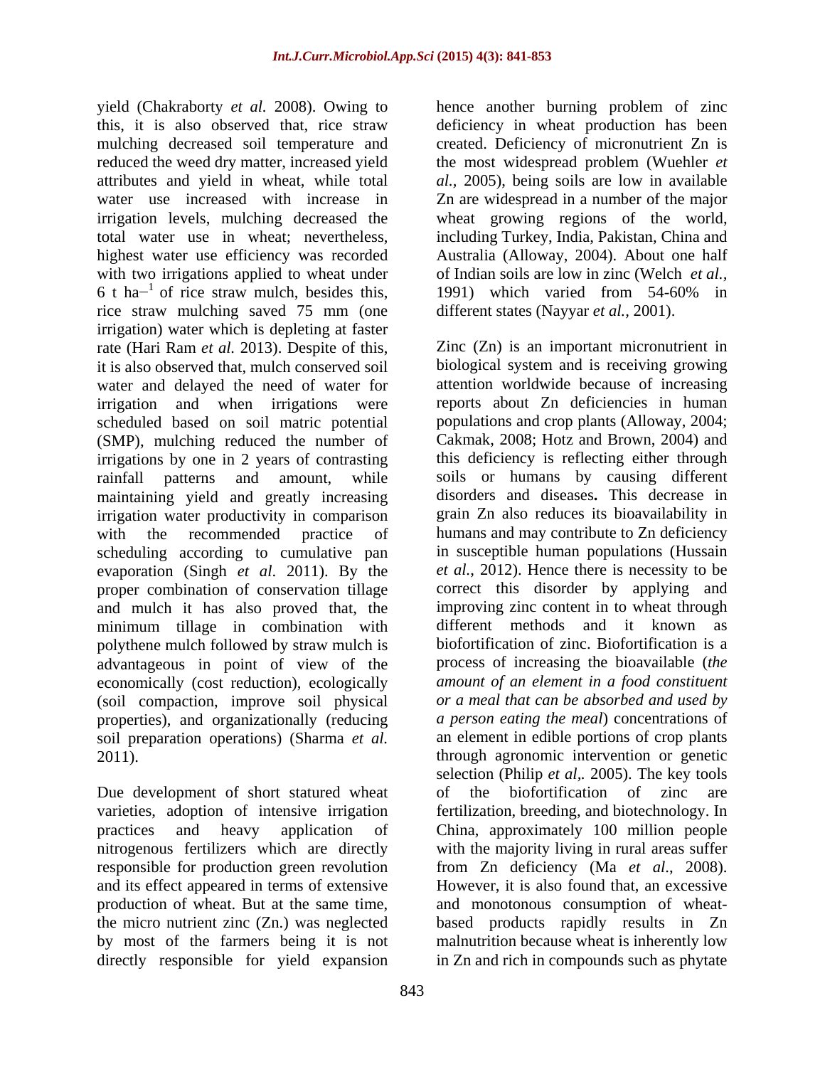yield (Chakraborty *et al.* 2008). Owing to this, it is also observed that, rice straw mulching decreased soil temperature and reduced the weed dry matter, increased yield attributes and yield in wheat, while total water use increased with increase in irrigation levels, mulching decreased the total water use in wheat; nevertheless, highest water use efficiency was recorded with two irrigations applied to wheat under 6 t $ha^{-1}$ of rice straw mulch, besides this, rice straw mulching saved 75 mm (one irrigation) water which is depleting at faster rate (Hari Ram *et al.* 2013). Despite of this, it is also observed that, mulch conserved soil water and delayed the need of water for irrigation and when irrigations were scheduled based on soil matric potential (SMP), mulching reduced the number of irrigations by one in 2 years of contrasting rainfall patterns and amount, while maintaining yield and greatly increasing irrigation water productivity in comparison with the recommended practice of scheduling according to cumulative pan evaporation (Singh *et al*. 2011). By the proper combination of conservation tillage and mulch it has also proved that, the minimum tillage in combination with polythene mulch followed by straw mulch is advantageous in point of view of the economically (cost reduction), ecologically (soil compaction, improve soil physical properties), and organizationally (reducing soil preparation operations) (Sharma *et al.* 2011).

Due development of short statured wheat varieties, adoption of intensive irrigation practices and heavy application of nitrogenous fertilizers which are directly responsible for production green revolution and its effect appeared in terms of extensive production of wheat. But at the same time, the micro nutrient zinc (Zn.) was neglected by most of the farmers being it is not directly responsible for yield expansion hence another burning problem of zinc deficiency in wheat production has been created. Deficiency of micronutrient Zn is the most widespread problem (Wuehler *et al.*, 2005), being soils are low in available Zn are widespread in a number of the major wheat growing regions of the world, including Turkey, India, Pakistan, China and Australia (Alloway, 2004). About one half of Indian soils are low in zinc (Welch *et al.,* 1991) which varied from 54-60% in different states (Nayyar *et al.,* 2001).

Zinc (Zn) is an important micronutrient in biological system and is receiving growing attention worldwide because of increasing reports about Zn deficiencies in human populations and crop plants (Alloway, 2004; Cakmak, 2008; Hotz and Brown, 2004) and this deficiency is reflecting either through soils or humans by causing different disorders and diseases**.** This decrease in grain Zn also reduces its bioavailability in humans and may contribute to Zn deficiency in susceptible human populations (Hussain *et al.*, 2012). Hence there is necessity to be correct this disorder by applying and improving zinc content in to wheat through different methods and it known as biofortification of zinc. Biofortification is a process of increasing the bioavailable (*the amount of an element in a food constituent or a meal that can be absorbed and used by a person eating the meal*) concentrations of an element in edible portions of crop plants through agronomic intervention or genetic selection (Philip *et al*,. 2005). The key tools of the biofortification of zinc are fertilization, breeding, and biotechnology. In China, approximately 100 million people with the majority living in rural areas suffer from Zn deficiency (Ma *et al*., 2008). However, it is also found that, an excessive and monotonous consumption of wheat-based products rapidly results in Zn malnutrition because wheat is inherently low in Zn and rich in compounds such as phytate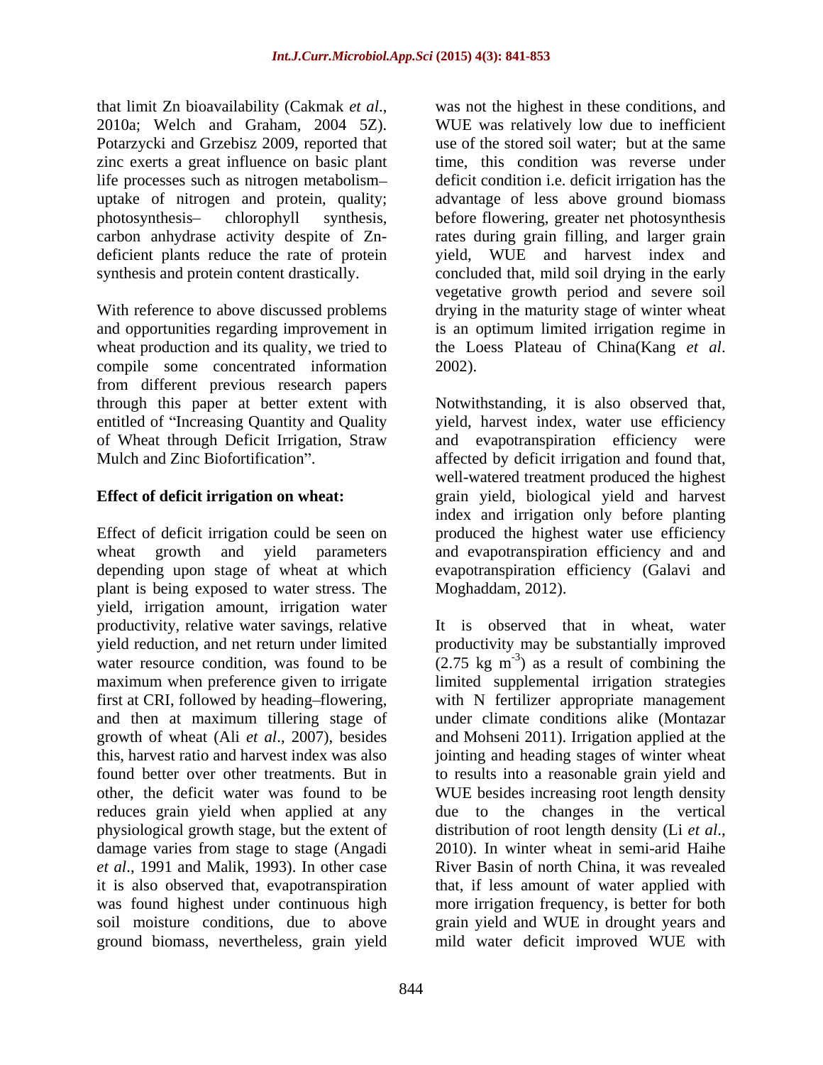that limit Zn bioavailability (Cakmak *et al*., 2010a; Welch and Graham, 2004 5Z). Potarzycki and Grzebisz 2009, reported that zinc exerts a great influence on basic plant life processes such as nitrogen metabolism– uptake of nitrogen and protein, quality; photosynthesis– chlorophyll synthesis, carbon anhydrase activity despite of Zn-deficient plants reduce the rate of protein synthesis and protein content drastically.

With reference to above discussed problems and opportunities regarding improvement in wheat production and its quality, we tried to compile some concentrated information from different previous research papers through this paper at better extent with entitled of "Increasing Quantity and Quality of Wheat through Deficit Irrigation, Straw Mulch and Zinc Biofortification".

**Effect of deficit irrigation on wheat:**

Effect of deficit irrigation could be seen on wheat growth and yield parameters depending upon stage of wheat at which plant is being exposed to water stress. The yield, irrigation amount, irrigation water productivity, relative water savings, relative yield reduction, and net return under limited water resource condition, was found to be maximum when preference given to irrigate first at CRI, followed by heading–flowering, and then at maximum tillering stage of growth of wheat (Ali *et al*., 2007), besides this, harvest ratio and harvest index was also found better over other treatments. But in other, the deficit water was found to be reduces grain yield when applied at any physiological growth stage, but the extent of damage varies from stage to stage (Angadi *et al*., 1991 and Malik, 1993). In other case it is also observed that, evapotranspiration was found highest under continuous high soil moisture conditions, due to above ground biomass, nevertheless, grain yield was not the highest in these conditions, and WUE was relatively low due to inefficient use of the stored soil water; but at the same time, this condition was reverse under deficit condition i.e. deficit irrigation has the advantage of less above ground biomass before flowering, greater net photosynthesis rates during grain filling, and larger grain yield, WUE and harvest index and concluded that, mild soil drying in the early vegetative growth period and severe soil drying in the maturity stage of winter wheat is an optimum limited irrigation regime in the Loess Plateau of China(Kang *et al*. 2002).

Notwithstanding, it is also observed that, yield, harvest index, water use efficiency and evapotranspiration efficiency were affected by deficit irrigation and found that, well-watered treatment produced the highest grain yield, biological yield and harvest index and irrigation only before planting produced the highest water use efficiency and evapotranspiration efficiency and and evapotranspiration efficiency (Galavi and Moghaddam, 2012).

It is observed that in wheat, water productivity may be substantially improved (2.75 kg $m^{-3}$) as a result of combining the limited supplemental irrigation strategies with N fertilizer appropriate management under climate conditions alike (Montazar and Mohseni 2011). Irrigation applied at the jointing and heading stages of winter wheat to results into a reasonable grain yield and WUE besides increasing root length density due to the changes in the vertical distribution of root length density (Li *et al*., 2010). In winter wheat in semi-arid Haihe River Basin of north China, it was revealed that, if less amount of water applied with more irrigation frequency, is better for both grain yield and WUE in drought years and mild water deficit improved WUE with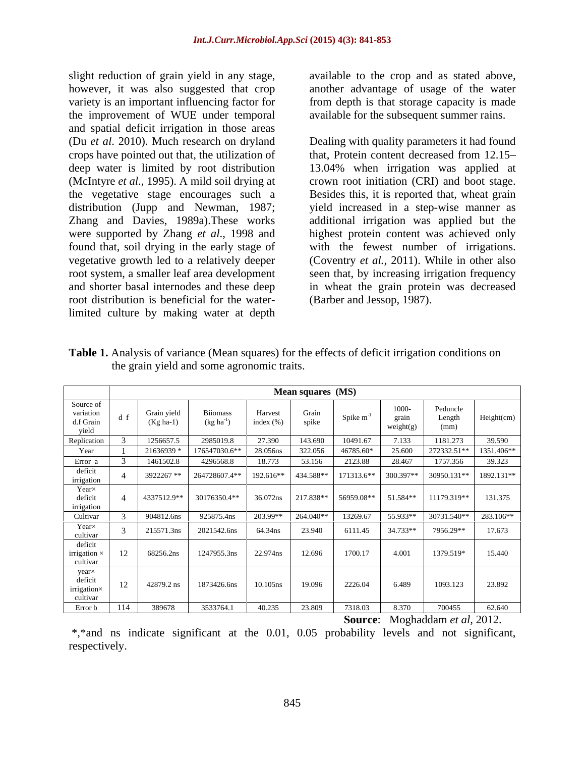slight reduction of grain yield in any stage, however, it was also suggested that crop variety is an important influencing factor for the improvement of WUE under temporal and spatial deficit irrigation in those areas (Du *et al*. 2010). Much research on dryland crops have pointed out that, the utilization of deep water is limited by root distribution (McIntyre *et al*., 1995). A mild soil drying at the vegetative stage encourages such a distribution (Jupp and Newman, 1987; Zhang and Davies, 1989a).These works were supported by Zhang *et al*., 1998 and found that, soil drying in the early stage of vegetative growth led to a relatively deeper root system, a smaller leaf area development and shorter basal internodes and these deep root distribution is beneficial for the water-limited culture by making water at depth available to the crop and as stated above, another advantage of usage of the water from depth is that storage capacity is made available for the subsequent summer rains.

Dealing with quality parameters it had found that, Protein content decreased from 12.15–13.04% when irrigation was applied at crown root initiation (CRI) and boot stage. Besides this, it is reported that, wheat grain yield increased in a step-wise manner as additional irrigation was applied but the highest protein content was achieved only with the fewest number of irrigations. (Coventry *et al.,* 2011). While in other also seen that, by increasing irrigation frequency in wheat the grain protein was decreased (Barber and Jessop, 1987).

**Table 1.** Analysis of variance (Mean squares) for the effects of deficit irrigation conditions on the grain yield and some agronomic traits.

| | Mean squares (MS) | | | | | | | | |
|---|---|---|---|---|---|---|---|---|---|
| Source of variation d.f Grain yield | d f | Grain yield (Kg ha-1) | Biiomass (kg ha$^{-1}$) | Harvest index (%) | Grain spike | Spike m$^{-1}$ | 1000-grain weight(g) | Peduncle Length (mm) | Height(cm) |
| Replication | 3 | 1256657.5 | 2985019.8 | 27.390 | 143.690 | 10491.67 | 7.133 | 1181.273 | 39.590 |
| Year | 1 | 21636939 * | 176547030.6** | 28.056ns | 322.056 | 46785.60* | 25.600 | 272332.51** | 1351.406** |
| Error a | 3 | 1461502.8 | 4296568.8 | 18.773 | 53.156 | 2123.88 | 28.467 | 1757.356 | 39.323 |
| deficit irrigation | 4 | 3922267 ** | 264728607.4** | 192.616** | 434.588** | 171313.6** | 300.397** | 30950.131** | 1892.131** |
| Year× deficit irrigation | 4 | 4337512.9** | 30176350.4** | 36.072ns | 217.838** | 56959.08** | 51.584** | 11179.319** | 131.375 |
| Cultivar | 3 | 904812.6ns | 925875.4ns | 203.99** | 264.040** | 13269.67 | 55.933** | 30731.540** | 283.106** |
| Year× cultivar | 3 | 215571.3ns | 2021542.6ns | 64.34ns | 23.940 | 6111.45 | 34.733** | 7956.29** | 17.673 |
| deficit irrigation × cultivar | 12 | 68256.2ns | 1247955.3ns | 22.974ns | 12.696 | 1700.17 | 4.001 | 1379.519* | 15.440 |
| year× deficit irrigation× cultivar | 12 | 42879.2 ns | 1873426.6ns | 10.105ns | 19.096 | 2226.04 | 6.489 | 1093.123 | 23.892 |
| Error b | 114 | 389678 | 3533764.1 | 40.235 | 23.809 | 7318.03 | 8.370 | 700455 | 62.640 |

**Source**: Moghaddam *et al*, 2012.

*,*and ns indicate significant at the 0.01, 0.05 probability levels and not significant, respectively.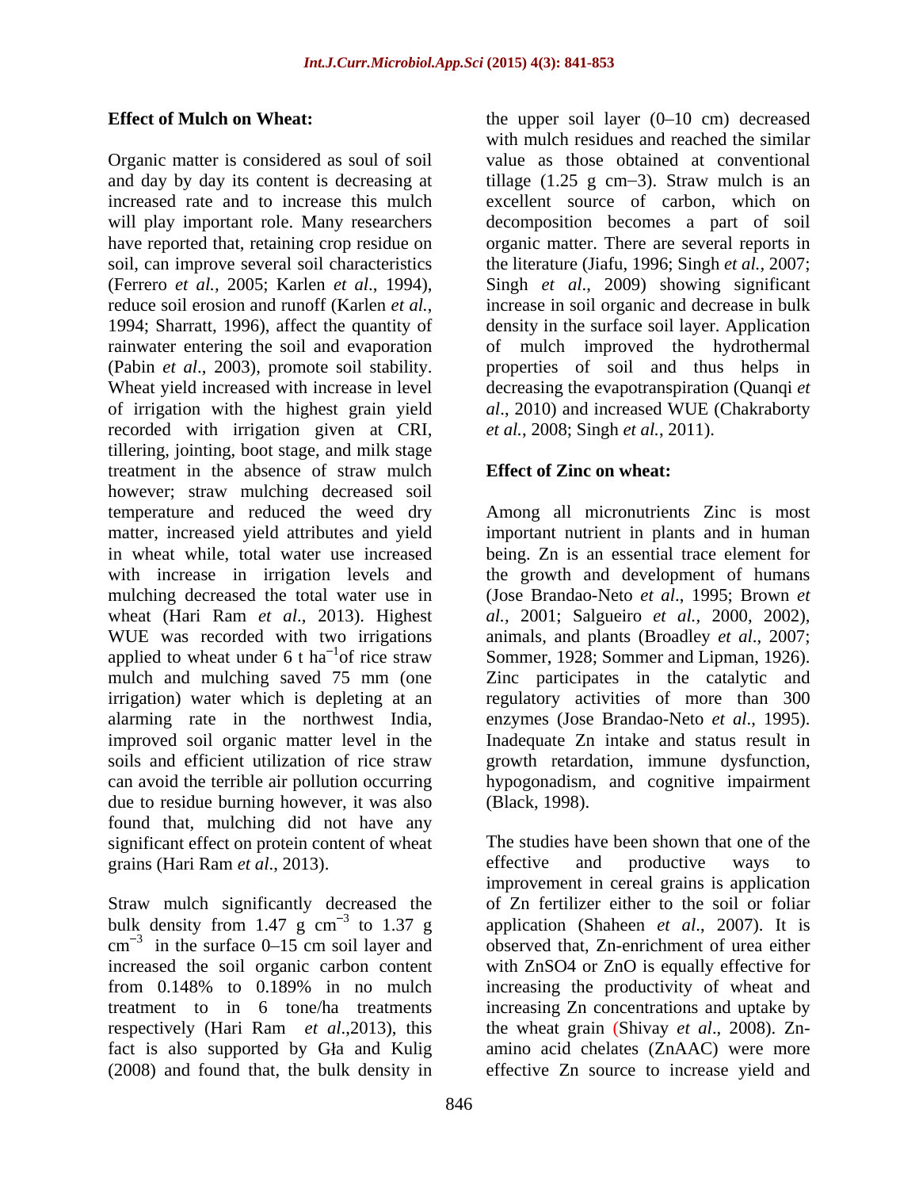**Effect of Mulch on Wheat:**

Organic matter is considered as soul of soil and day by day its content is decreasing at increased rate and to increase this mulch will play important role. Many researchers have reported that, retaining crop residue on soil, can improve several soil characteristics (Ferrero *et al.,* 2005; Karlen *et al*., 1994), reduce soil erosion and runoff (Karlen *et al.*, 1994; Sharratt, 1996), affect the quantity of rainwater entering the soil and evaporation (Pabin *et al*., 2003), promote soil stability. Wheat yield increased with increase in level of irrigation with the highest grain yield recorded with irrigation given at CRI, tillering, jointing, boot stage, and milk stage treatment in the absence of straw mulch however; straw mulching decreased soil temperature and reduced the weed dry matter, increased yield attributes and yield in wheat while, total water use increased with increase in irrigation levels and mulching decreased the total water use in wheat (Hari Ram *et al*., 2013). Highest WUE was recorded with two irrigations applied to wheat under 6 t $ha^{-1}$of rice straw mulch and mulching saved 75 mm (one irrigation) water which is depleting at an alarming rate in the northwest India, improved soil organic matter level in the soils and efficient utilization of rice straw can avoid the terrible air pollution occurring due to residue burning however, it was also found that, mulching did not have any significant effect on protein content of wheat grains (Hari Ram *et al*., 2013).

Straw mulch significantly decreased the bulk density from 1.47 g $cm^{-3}$ to 1.37 g $cm^{-3}$ in the surface 0–15 cm soil layer and increased the soil organic carbon content from 0.148% to 0.189% in no mulch treatment to in 6 tone/ha treatments respectively (Hari Ram *et al*.,2013), this fact is also supported by Głą and Kulig (2008) and found that, the bulk density in the upper soil layer (0–10 cm) decreased with mulch residues and reached the similar value as those obtained at conventional tillage (1.25 g cm−3). Straw mulch is an excellent source of carbon, which on decomposition becomes a part of soil organic matter. There are several reports in the literature (Jiafu, 1996; Singh *et al.,* 2007; Singh *et al*., 2009) showing significant increase in soil organic and decrease in bulk density in the surface soil layer. Application of mulch improved the hydrothermal properties of soil and thus helps in decreasing the evapotranspiration (Quanqi *et al*., 2010) and increased WUE (Chakraborty *et al.*, 2008; Singh *et al.*, 2011).

**Effect of Zinc on wheat:**

Among all micronutrients Zinc is most important nutrient in plants and in human being. Zn is an essential trace element for the growth and development of humans (Jose Brandao-Neto *et al*., 1995; Brown *et al.,* 2001; Salgueiro *et al.,* 2000, 2002), animals, and plants (Broadley *et al*., 2007; Sommer, 1928; Sommer and Lipman, 1926). Zinc participates in the catalytic and regulatory activities of more than 300 enzymes (Jose Brandao-Neto *et al*., 1995). Inadequate Zn intake and status result in growth retardation, immune dysfunction, hypogonadism, and cognitive impairment (Black, 1998).

The studies have been shown that one of the effective and productive ways to improvement in cereal grains is application of Zn fertilizer either to the soil or foliar application (Shaheen *et al*., 2007). It is observed that, Zn-enrichment of urea either with ZnSO4 or ZnO is equally effective for increasing the productivity of wheat and increasing Zn concentrations and uptake by the wheat grain (Shivay *et al*., 2008). Zn-amino acid chelates (ZnAAC) were more effective Zn source to increase yield and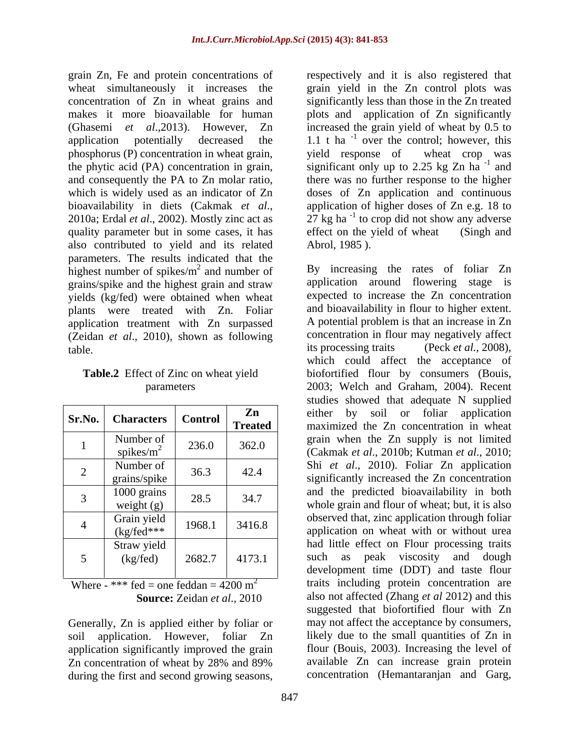grain Zn, Fe and protein concentrations of wheat simultaneously it increases the concentration of Zn in wheat grains and makes it more bioavailable for human (Ghasemi *et al*.,2013). However, Zn application potentially decreased the phosphorus (P) concentration in wheat grain, the phytic acid (PA) concentration in grain, and consequently the PA to Zn molar ratio, which is widely used as an indicator of Zn bioavailability in diets (Cakmak *et al*., 2010a; Erdal *et al*., 2002). Mostly zinc act as quality parameter but in some cases, it has also contributed to yield and its related parameters. The results indicated that the highest number of spikes/$m^2$ and number of grains/spike and the highest grain and straw yields (kg/fed) were obtained when wheat plants were treated with Zn. Foliar application treatment with Zn surpassed (Zeidan *et al*., 2010), shown as following table.

**Table.2** Effect of Zinc on wheat yield parameters

| Sr.No. | Characters | Control | Zn Treated |
|---|---|---|---|
| 1 | Number of spikes/$m^2$ | 236.0 | 362.0 |
| 2 | Number of grains/spike | 36.3 | 42.4 |
| 3 | 1000 grains weight (g) | 28.5 | 34.7 |
| 4 | Grain yield (kg/fed*** | 1968.1 | 3416.8 |
| 5 | Straw yield (kg/fed) | 2682.7 | 4173.1 |

Where - *** fed = one feddan = 4200 $m^2$

**Source:** Zeidan *et al*., 2010

Generally, Zn is applied either by foliar or soil application. However, foliar Zn application significantly improved the grain Zn concentration of wheat by 28% and 89% during the first and second growing seasons, respectively and it is also registered that grain yield in the Zn control plots was significantly less than those in the Zn treated plots and application of Zn significantly increased the grain yield of wheat by 0.5 to 1.1 t $ha^{-1}$ over the control; however, this yield response of wheat crop was significant only up to 2.25 kg Zn $ha^{-1}$ and there was no further response to the higher doses of Zn application and continuous application of higher doses of Zn e.g. 18 to 27 kg $ha^{-1}$ to crop did not show any adverse effect on the yield of wheat (Singh and Abrol, 1985 ).

By increasing the rates of foliar Zn application around flowering stage is expected to increase the Zn concentration and bioavailability in flour to higher extent. A potential problem is that an increase in Zn concentration in flour may negatively affect its processing traits (Peck *et al.,* 2008), which could affect the acceptance of biofortified flour by consumers (Bouis, 2003; Welch and Graham, 2004). Recent studies showed that adequate N supplied either by soil or foliar application maximized the Zn concentration in wheat grain when the Zn supply is not limited (Cakmak *et al*., 2010b; Kutman *et al*., 2010; Shi *et al*., 2010). Foliar Zn application significantly increased the Zn concentration and the predicted bioavailability in both whole grain and flour of wheat; but, it is also observed that, zinc application through foliar application on wheat with or without urea had little effect on Flour processing traits such as peak viscosity and dough development time (DDT) and taste flour traits including protein concentration are also not affected (Zhang *et al* 2012) and this suggested that biofortified flour with Zn may not affect the acceptance by consumers, likely due to the small quantities of Zn in flour (Bouis, 2003). Increasing the level of available Zn can increase grain protein concentration (Hemantaranjan and Garg,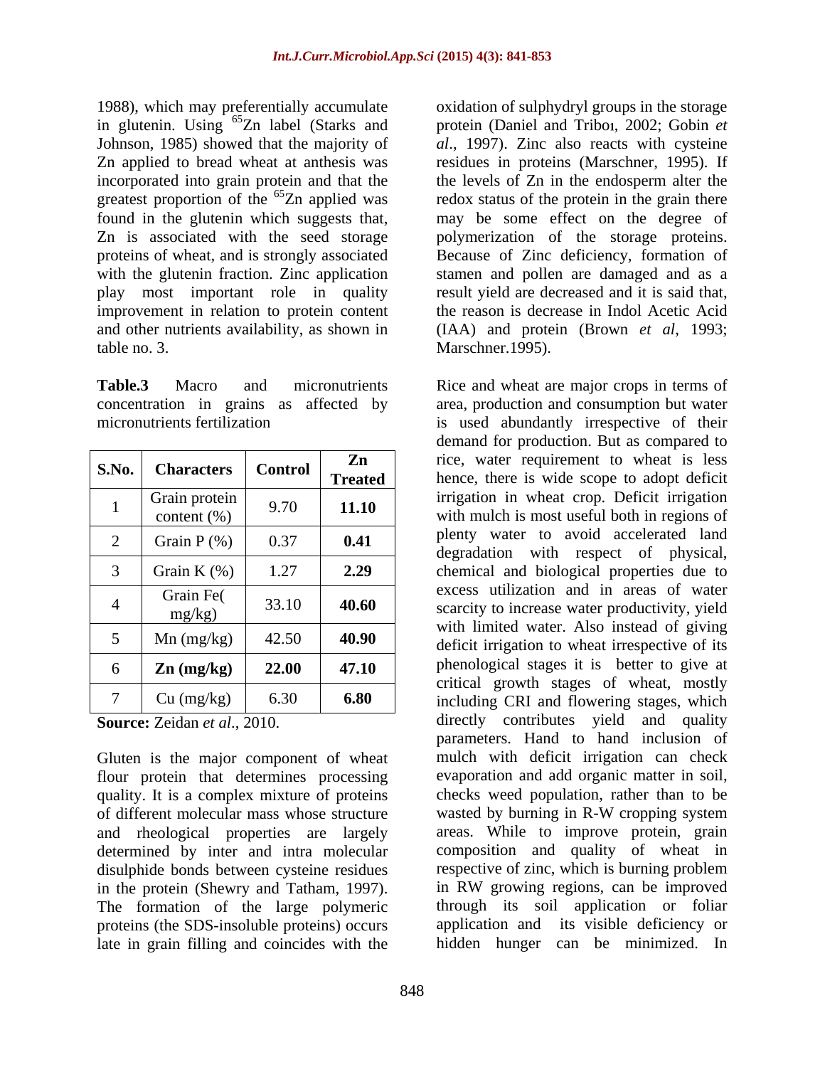1988), which may preferentially accumulate in glutenin. Using $^{65}$Zn label (Starks and Johnson, 1985) showed that the majority of Zn applied to bread wheat at anthesis was incorporated into grain protein and that the greatest proportion of the $^{65}$Zn applied was found in the glutenin which suggests that, Zn is associated with the seed storage proteins of wheat, and is strongly associated with the glutenin fraction. Zinc application play most important role in quality improvement in relation to protein content and other nutrients availability, as shown in table no. 3.

**Table.3** Macro and micronutrients concentration in grains as affected by micronutrients fertilization

| S.No. | Characters | Control | Zn Treated |
|---|---|---|---|
| 1 | Grain protein content (%) | 9.70 | **11.10** |
| 2 | Grain P (%) | 0.37 | **0.41** |
| 3 | Grain K (%) | 1.27 | **2.29** |
| 4 | Grain Fe( mg/kg) | 33.10 | **40.60** |
| 5 | Mn (mg/kg) | 42.50 | **40.90** |
| 6 | **Zn (mg/kg)** | **22.00** | **47.10** |
| 7 | Cu (mg/kg) | 6.30 | **6.80** |

**Source:** Zeidan *et al*., 2010.

Gluten is the major component of wheat flour protein that determines processing quality. It is a complex mixture of proteins of different molecular mass whose structure and rheological properties are largely determined by inter and intra molecular disulphide bonds between cysteine residues in the protein (Shewry and Tatham, 1997). The formation of the large polymeric proteins (the SDS-insoluble proteins) occurs late in grain filling and coincides with the oxidation of sulphydryl groups in the storage protein (Daniel and Triboı, 2002; Gobin *et al*., 1997). Zinc also reacts with cysteine residues in proteins (Marschner, 1995). If the levels of Zn in the endosperm alter the redox status of the protein in the grain there may be some effect on the degree of polymerization of the storage proteins. Because of Zinc deficiency, formation of stamen and pollen are damaged and as a result yield are decreased and it is said that, the reason is decrease in Indol Acetic Acid (IAA) and protein (Brown *et al*, 1993; Marschner.1995).

Rice and wheat are major crops in terms of area, production and consumption but water is used abundantly irrespective of their demand for production. But as compared to rice, water requirement to wheat is less hence, there is wide scope to adopt deficit irrigation in wheat crop. Deficit irrigation with mulch is most useful both in regions of plenty water to avoid accelerated land degradation with respect of physical, chemical and biological properties due to excess utilization and in areas of water scarcity to increase water productivity, yield with limited water. Also instead of giving deficit irrigation to wheat irrespective of its phenological stages it is better to give at critical growth stages of wheat, mostly including CRI and flowering stages, which directly contributes yield and quality parameters. Hand to hand inclusion of mulch with deficit irrigation can check evaporation and add organic matter in soil, checks weed population, rather than to be wasted by burning in R-W cropping system areas. While to improve protein, grain composition and quality of wheat in respective of zinc, which is burning problem in RW growing regions, can be improved through its soil application or foliar application and its visible deficiency or hidden hunger can be minimized. In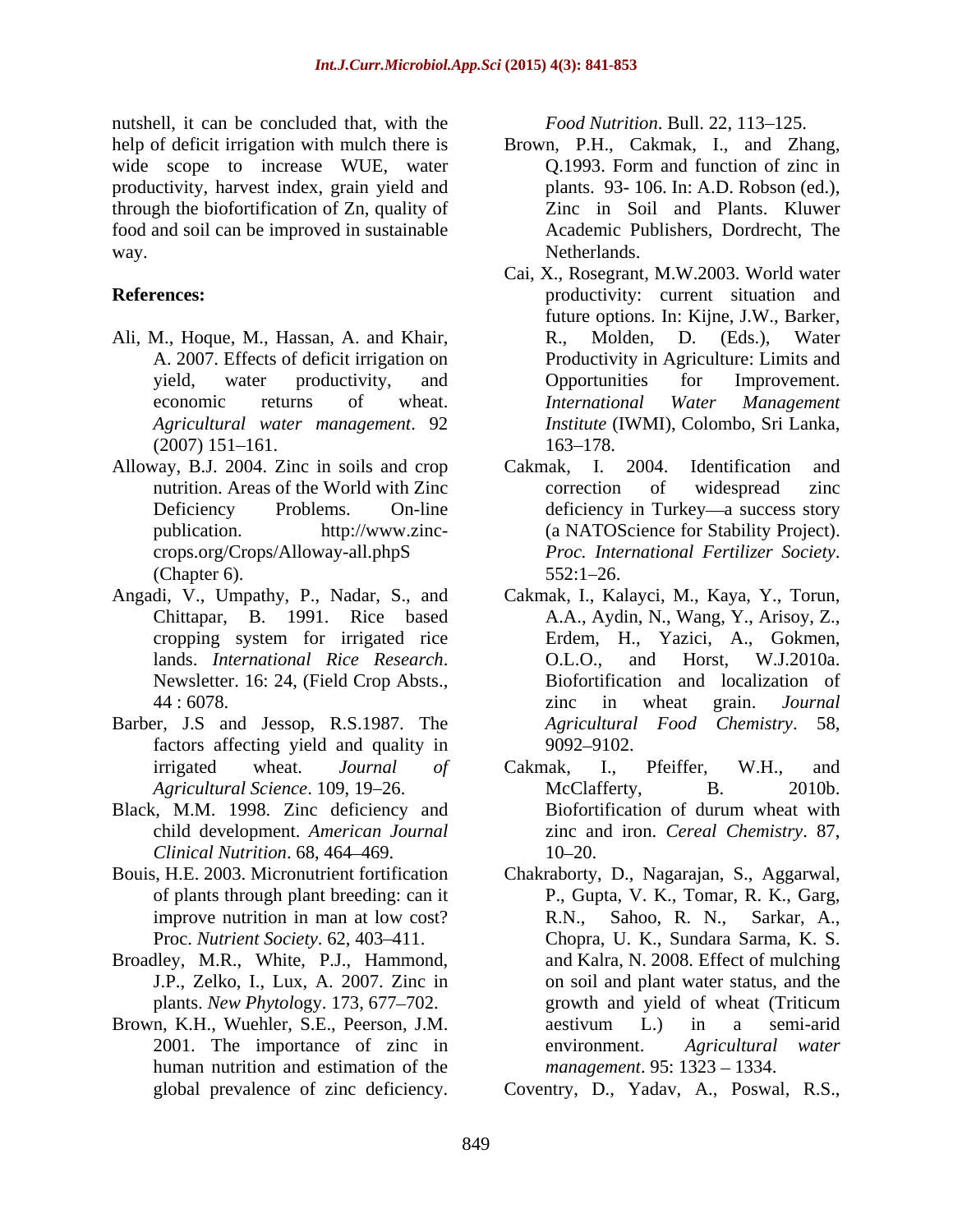nutshell, it can be concluded that, with the help of deficit irrigation with mulch there is wide scope to increase WUE, water productivity, harvest index, grain yield and through the biofortification of Zn, quality of food and soil can be improved in sustainable way.

## References:

- Ali, M., Hoque, M., Hassan, A. and Khair, A. 2007. Effects of deficit irrigation on yield, water productivity, and economic returns of wheat. *Agricultural water management*. 92 (2007) 151–161.
- Alloway, B.J. 2004. Zinc in soils and crop nutrition. Areas of the World with Zinc Deficiency Problems. On-line publication. http://www.zinc-crops.org/Crops/Alloway-all.phpS (Chapter 6).
- Angadi, V., Umpathy, P., Nadar, S., and Chittapar, B. 1991. Rice based cropping system for irrigated rice lands. *International Rice Research*. Newsletter. 16: 24, (Field Crop Absts., 44 : 6078.
- Barber, J.S and Jessop, R.S.1987. The factors affecting yield and quality in irrigated wheat. *Journal of Agricultural Science*. 109, 19–26.
- Black, M.M. 1998. Zinc deficiency and child development. *American Journal Clinical Nutrition*. 68, 464–469.
- Bouis, H.E. 2003. Micronutrient fortification of plants through plant breeding: can it improve nutrition in man at low cost? Proc. *Nutrient Society*. 62, 403–411.
- Broadley, M.R., White, P.J., Hammond, J.P., Zelko, I., Lux, A. 2007. Zinc in plants. *New Phytol*ogy. 173, 677–702.
- Brown, K.H., Wuehler, S.E., Peerson, J.M. 2001. The importance of zinc in human nutrition and estimation of the global prevalence of zinc deficiency. *Food Nutrition*. Bull. 22, 113–125.
- Brown, P.H., Cakmak, I., and Zhang, Q.1993. Form and function of zinc in plants. 93- 106. In: A.D. Robson (ed.), Zinc in Soil and Plants. Kluwer Academic Publishers, Dordrecht, The Netherlands.
- Cai, X., Rosegrant, M.W.2003. World water productivity: current situation and future options. In: Kijne, J.W., Barker, R., Molden, D. (Eds.), Water Productivity in Agriculture: Limits and Opportunities for Improvement. *International Water Management Institute* (IWMI), Colombo, Sri Lanka, 163–178.
- Cakmak, I. 2004. Identification and correction of widespread zinc deficiency in Turkey—a success story (a NATOScience for Stability Project). *Proc. International Fertilizer Society*. 552:1–26.
- Cakmak, I., Kalayci, M., Kaya, Y., Torun, A.A., Aydin, N., Wang, Y., Arisoy, Z., Erdem, H., Yazici, A., Gokmen, O.L.O., and Horst, W.J.2010a. Biofortification and localization of zinc in wheat grain. *Journal Agricultural Food Chemistry*. 58, 9092–9102.
- Cakmak, I., Pfeiffer, W.H., and McClafferty, B. 2010b. Biofortification of durum wheat with zinc and iron. *Cereal Chemistry*. 87, 10–20.
- Chakraborty, D., Nagarajan, S., Aggarwal, P., Gupta, V. K., Tomar, R. K., Garg, R.N., Sahoo, R. N., Sarkar, A., Chopra, U. K., Sundara Sarma, K. S. and Kalra, N. 2008. Effect of mulching on soil and plant water status, and the growth and yield of wheat (Triticum aestivum L.) in a semi-arid environment. *Agricultural water management*. 95: 1323 – 1334.
- Coventry, D., Yadav, A., Poswal, R.S.,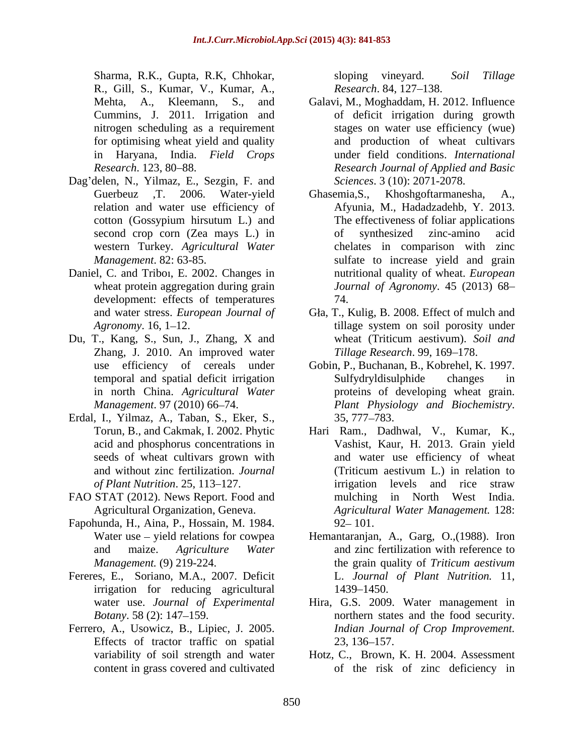Sharma, R.K., Gupta, R.K, Chhokar, R., Gill, S., Kumar, V., Kumar, A., Mehta, A., Kleemann, S., and Cummins, J. 2011. Irrigation and nitrogen scheduling as a requirement for optimising wheat yield and quality in Haryana, India. *Field Crops Research*. 123, 80–88.

Dag'delen, N., Yilmaz, E., Sezgin, F. and Guerbeuz ,T. 2006. Water-yield relation and water use efficiency of cotton (Gossypium hirsutum L.) and second crop corn (Zea mays L.) in western Turkey. *Agricultural Water Management*. 82: 63-85.

Daniel, C. and Triboı, E. 2002. Changes in wheat protein aggregation during grain development: effects of temperatures and water stress. *European Journal of Agronomy*. 16, 1–12.

Du, T., Kang, S., Sun, J., Zhang, X and Zhang, J. 2010. An improved water use efficiency of cereals under temporal and spatial deficit irrigation in north China. *Agricultural Water Management*. 97 (2010) 66–74.

Erdal, I., Yilmaz, A., Taban, S., Eker, S., Torun, B., and Cakmak, I. 2002. Phytic acid and phosphorus concentrations in seeds of wheat cultivars grown with and without zinc fertilization. *Journal of Plant Nutrition*. 25, 113–127.

FAO STAT (2012). News Report. Food and Agricultural Organization, Geneva.

Fapohunda, H., Aina, P., Hossain, M. 1984. Water use – yield relations for cowpea and maize. *Agriculture Water Management.* (9) 219-224.

Fereres, E., Soriano, M.A., 2007. Deficit irrigation for reducing agricultural water use. *Journal of Experimental Botany*. 58 (2): 147–159.

Ferrero, A., Usowicz, B., Lipiec, J. 2005. Effects of tractor traffic on spatial variability of soil strength and water content in grass covered and cultivated sloping vineyard. *Soil Tillage Research*. 84, 127–138.

Galavi, M., Moghaddam, H. 2012. Influence of deficit irrigation during growth stages on water use efficiency (wue) and production of wheat cultivars under field conditions. *International Research Journal of Applied and Basic Sciences*. 3 (10): 2071-2078.

Ghasemia,S., Khoshgoftarmanesha, A., Afyunia, M., Hadadzadehb, Y. 2013. The effectiveness of foliar applications of synthesized zinc-amino acid chelates in comparison with zinc sulfate to increase yield and grain nutritional quality of wheat. *European Journal of Agronomy*. 45 (2013) 68–74.

Gła, T., Kulig, B. 2008. Effect of mulch and tillage system on soil porosity under wheat (Triticum aestivum). *Soil and Tillage Research*. 99, 169–178.

Gobin, P., Buchanan, B., Kobrehel, K. 1997. Sulfydryldisulphide changes in proteins of developing wheat grain. *Plant Physiology and Biochemistry*. 35, 777–783.

Hari Ram., Dadhwal, V., Kumar, K., Vashist, Kaur, H. 2013. Grain yield and water use efficiency of wheat (Triticum aestivum L.) in relation to irrigation levels and rice straw mulching in North West India. *Agricultural Water Management.* 128: 92– 101.

Hemantaranjan, A., Garg, O.,(1988). Iron and zinc fertilization with reference to the grain quality of *Triticum aestivum* L. *Journal of Plant Nutrition.* 11, 1439–1450.

Hira, G.S. 2009. Water management in northern states and the food security. *Indian Journal of Crop Improvement.* 23, 136–157.

Hotz, C., Brown, K. H. 2004. Assessment of the risk of zinc deficiency in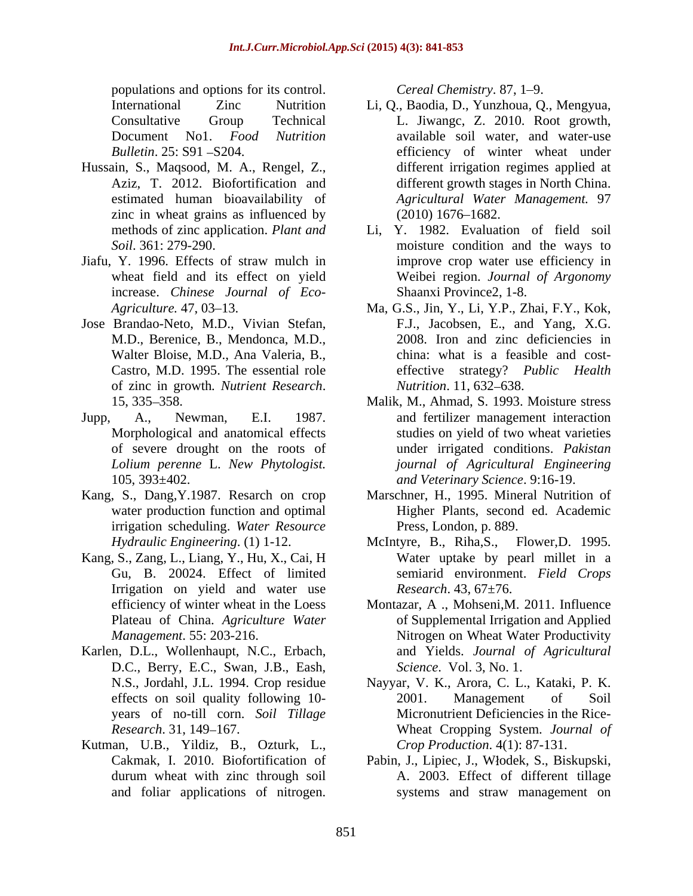populations and options for its control. International Zinc Nutrition Consultative Group Technical Document No1. *Food Nutrition Bulletin*. 25: S91 –S204.

Hussain, S., Maqsood, M. A., Rengel, Z., Aziz, T. 2012. Biofortification and estimated human bioavailability of zinc in wheat grains as influenced by methods of zinc application. *Plant and Soil*. 361: 279-290.

Jiafu, Y. 1996. Effects of straw mulch in wheat field and its effect on yield increase. *Chinese Journal of Eco-Agriculture.* 47, 03–13.

Jose Brandao-Neto, M.D., Vivian Stefan, M.D., Berenice, B., Mendonca, M.D., Walter Bloise, M.D., Ana Valeria, B., Castro, M.D. 1995. The essential role of zinc in growth*. Nutrient Research*. 15, 335–358.

Jupp, A., Newman, E.I. 1987. Morphological and anatomical effects of severe drought on the roots of *Lolium perenne* L. *New Phytologist.* 105, 393±402.

Kang, S., Dang,Y.1987. Resarch on crop water production function and optimal irrigation scheduling. *Water Resource Hydraulic Engineering*. (1) 1-12.

Kang, S., Zang, L., Liang, Y., Hu, X., Cai, H Gu, B. 20024. Effect of limited Irrigation on yield and water use efficiency of winter wheat in the Loess Plateau of China. *Agriculture Water Management*. 55: 203-216.

Karlen, D.L., Wollenhaupt, N.C., Erbach, D.C., Berry, E.C., Swan, J.B., Eash, N.S., Jordahl, J.L. 1994. Crop residue effects on soil quality following 10-years of no-till corn. *Soil Tillage Research*. 31, 149–167.

Kutman, U.B., Yildiz, B., Ozturk, L., Cakmak, I. 2010. Biofortification of durum wheat with zinc through soil and foliar applications of nitrogen. *Cereal Chemistry*. 87, 1–9.

Li, Q., Baodia, D., Yunzhoua, Q., Mengyua, L. Jiwangc, Z. 2010. Root growth, available soil water, and water-use efficiency of winter wheat under different irrigation regimes applied at different growth stages in North China. *Agricultural Water Management.* 97 (2010) 1676–1682.

Li, Y. 1982. Evaluation of field soil moisture condition and the ways to improve crop water use efficiency in Weibei region. *Journal of Argonomy* Shaanxi Province2, 1-8.

Ma, G.S., Jin, Y., Li, Y.P., Zhai, F.Y., Kok, F.J., Jacobsen, E., and Yang, X.G. 2008. Iron and zinc deficiencies in china: what is a feasible and cost-effective strategy? *Public Health Nutrition*. 11, 632–638.

Malik, M., Ahmad, S. 1993. Moisture stress and fertilizer management interaction studies on yield of two wheat varieties under irrigated conditions. *Pakistan journal of Agricultural Engineering and Veterinary Science*. 9:16-19.

Marschner, H., 1995. Mineral Nutrition of Higher Plants, second ed. Academic Press, London, p. 889.

McIntyre, B., Riha,S., Flower,D. 1995. Water uptake by pearl millet in a semiarid environment. *Field Crops Research*. 43, 67±76.

Montazar, A ., Mohseni,M. 2011. Influence of Supplemental Irrigation and Applied Nitrogen on Wheat Water Productivity and Yields. *Journal of Agricultural Science*. Vol. 3, No. 1.

Nayyar, V. K., Arora, C. L., Kataki, P. K. 2001. Management of Soil Micronutrient Deficiencies in the Rice-Wheat Cropping System. *Journal of Crop Production*. 4(1): 87-131.

Pabin, J., Lipiec, J., Włodek, S., Biskupski, A. 2003. Effect of different tillage systems and straw management on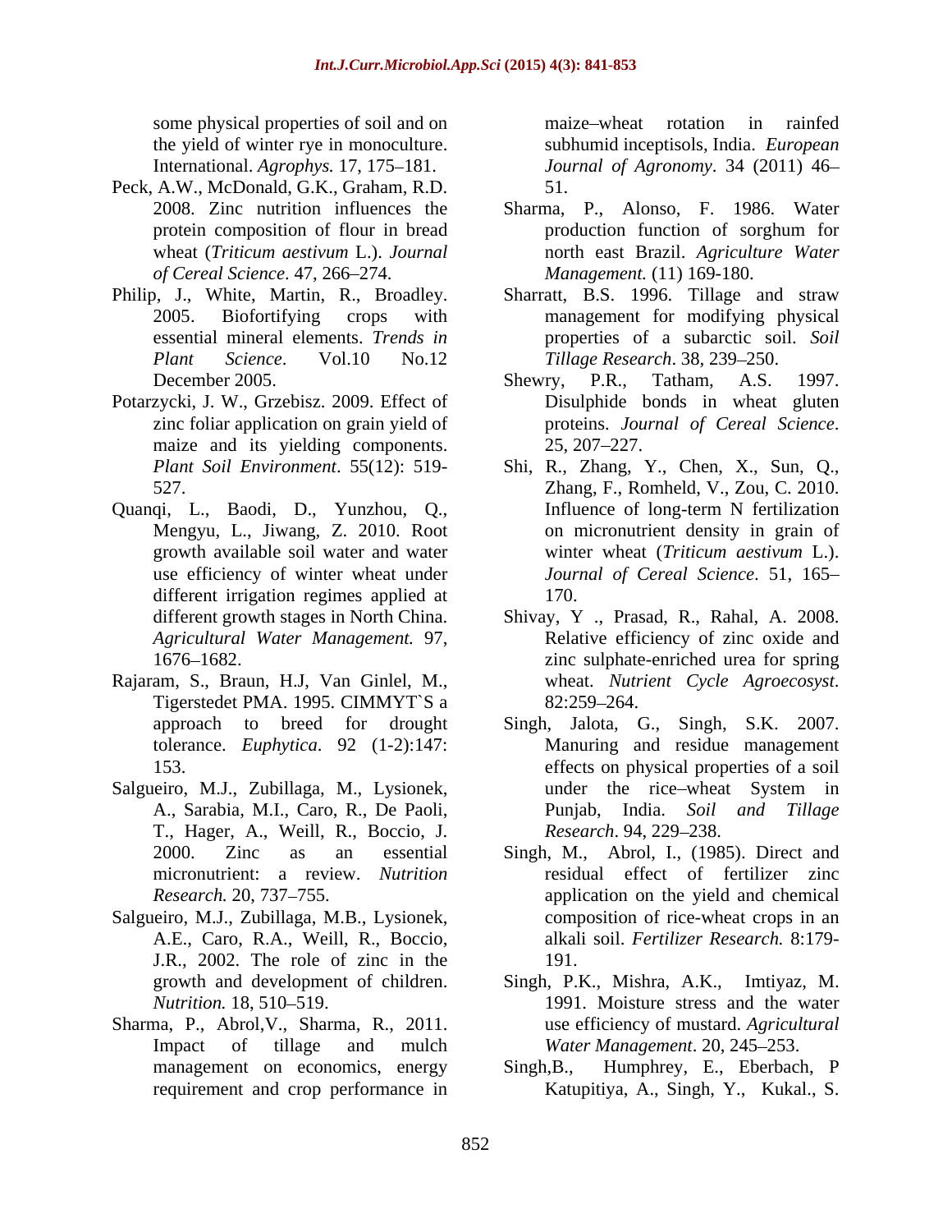some physical properties of soil and on the yield of winter rye in monoculture. International. *Agrophys.* 17, 175–181.

Peck, A.W., McDonald, G.K., Graham, R.D. 2008. Zinc nutrition influences the protein composition of flour in bread wheat (*Triticum aestivum* L.). *Journal of Cereal Science*. 47, 266–274.

Philip, J., White, Martin, R., Broadley. 2005. Biofortifying crops with essential mineral elements. *Trends in Plant Science*. Vol.10 No.12 December 2005.

Potarzycki, J. W., Grzebisz. 2009. Effect of zinc foliar application on grain yield of maize and its yielding components. *Plant Soil Environment*. 55(12): 519-527.

Quanqi, L., Baodi, D., Yunzhou, Q., Mengyu, L., Jiwang, Z. 2010. Root growth available soil water and water use efficiency of winter wheat under different irrigation regimes applied at different growth stages in North China. *Agricultural Water Management.* 97, 1676–1682.

Rajaram, S., Braun, H.J, Van Ginlel, M., Tigerstedet PMA. 1995. CIMMYT`S a approach to breed for drought tolerance. *Euphytica*. 92 (1-2):147-153.

Salgueiro, M.J., Zubillaga, M., Lysionek, A., Sarabia, M.I., Caro, R., De Paoli, T., Hager, A., Weill, R., Boccio, J. 2000. Zinc as an essential micronutrient: a review. *Nutrition Research.* 20, 737–755.

Salgueiro, M.J., Zubillaga, M.B., Lysionek, A.E., Caro, R.A., Weill, R., Boccio, J.R., 2002. The role of zinc in the growth and development of children. *Nutrition.* 18, 510–519.

Sharma, P., Abrol,V., Sharma, R., 2011. Impact of tillage and mulch management on economics, energy requirement and crop performance in maize–wheat rotation in rainfed subhumid inceptisols, India. *European Journal of Agronomy*. 34 (2011) 46–51.

Sharma, P., Alonso, F. 1986. Water production function of sorghum for north east Brazil. *Agriculture Water Management.* (11) 169-180.

Sharratt, B.S. 1996. Tillage and straw management for modifying physical properties of a subarctic soil. *Soil Tillage Research*. 38, 239–250.

Shewry, P.R., Tatham, A.S. 1997. Disulphide bonds in wheat gluten proteins. *Journal of Cereal Science*. 25, 207–227.

Shi, R., Zhang, Y., Chen, X., Sun, Q., Zhang, F., Romheld, V., Zou, C. 2010. Influence of long-term N fertilization on micronutrient density in grain of winter wheat (*Triticum aestivum* L.). *Journal of Cereal Science*. 51, 165–170.

Shivay, Y ., Prasad, R., Rahal, A. 2008. Relative efficiency of zinc oxide and zinc sulphate-enriched urea for spring wheat. *Nutrient Cycle Agroecosyst*. 82:259–264.

Singh, Jalota, G., Singh, S.K. 2007. Manuring and residue management effects on physical properties of a soil under the rice–wheat System in Punjab, India. *Soil and Tillage Research*. 94, 229–238.

Singh, M., Abrol, I., (1985). Direct and residual effect of fertilizer zinc application on the yield and chemical composition of rice-wheat crops in an alkali soil. *Fertilizer Research.* 8:179-191.

Singh, P.K., Mishra, A.K., Imtiyaz, M. 1991. Moisture stress and the water use efficiency of mustard. *Agricultural Water Management*. 20, 245–253.

Singh,B., Humphrey, E., Eberbach, P Katupitiya, A., Singh, Y., Kukal., S.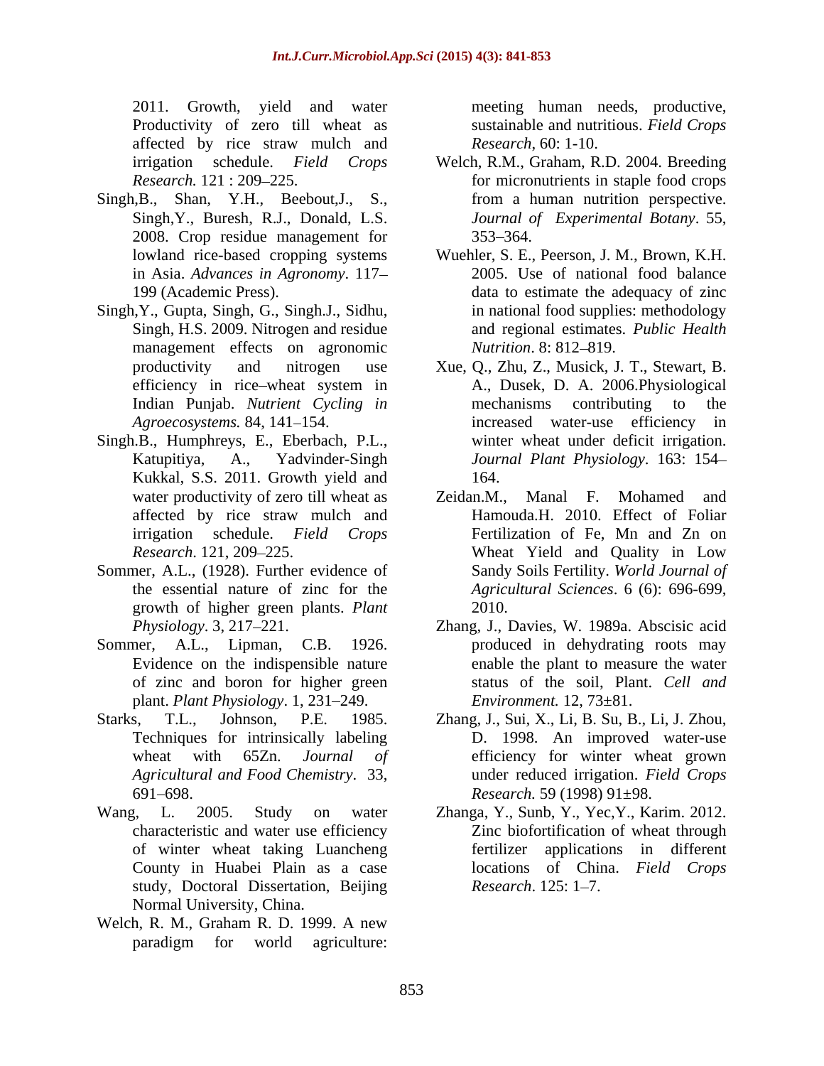2011. Growth, yield and water Productivity of zero till wheat as affected by rice straw mulch and irrigation schedule. *Field Crops Research.* 121 : 209–225.

Singh,B., Shan, Y.H., Beebout,J., S., Singh,Y., Buresh, R.J., Donald, L.S. 2008. Crop residue management for lowland rice-based cropping systems in Asia. *Advances in Agronomy*. 117–199 (Academic Press).

Singh,Y., Gupta, Singh, G., Singh.J., Sidhu, Singh, H.S. 2009. Nitrogen and residue management effects on agronomic productivity and nitrogen use efficiency in rice–wheat system in Indian Punjab. *Nutrient Cycling in Agroecosystems.* 84, 141–154.

Singh.B., Humphreys, E., Eberbach, P.L., Katupitiya, A., Yadvinder-Singh Kukkal, S.S. 2011. Growth yield and water productivity of zero till wheat as affected by rice straw mulch and irrigation schedule. *Field Crops Research*. 121, 209–225.

Sommer, A.L., (1928). Further evidence of the essential nature of zinc for the growth of higher green plants. *Plant Physiology*. 3, 217–221.

Sommer, A.L., Lipman, C.B. 1926. Evidence on the indispensible nature of zinc and boron for higher green plant. *Plant Physiology*. 1, 231–249.

Starks, T.L., Johnson, P.E. 1985. Techniques for intrinsically labeling wheat with 65Zn. *Journal of Agricultural and Food Chemistry*. 33, 691–698.

Wang, L. 2005. Study on water characteristic and water use efficiency of winter wheat taking Luancheng County in Huabei Plain as a case study, Doctoral Dissertation, Beijing Normal University, China.

Welch, R. M., Graham R. D. 1999. A new paradigm for world agriculture: meeting human needs, productive, sustainable and nutritious. *Field Crops Research,* 60: 1-10.

Welch, R.M., Graham, R.D. 2004. Breeding for micronutrients in staple food crops from a human nutrition perspective. *Journal of Experimental Botany*. 55, 353–364.

Wuehler, S. E., Peerson, J. M., Brown, K.H. 2005. Use of national food balance data to estimate the adequacy of zinc in national food supplies: methodology and regional estimates. *Public Health Nutrition*. 8: 812–819.

Xue, Q., Zhu, Z., Musick, J. T., Stewart, B. A., Dusek, D. A. 2006.Physiological mechanisms contributing to the increased water-use efficiency in winter wheat under deficit irrigation. *Journal Plant Physiology*. 163: 154–164.

Zeidan.M., Manal F. Mohamed and Hamouda.H. 2010. Effect of Foliar Fertilization of Fe, Mn and Zn on Wheat Yield and Quality in Low Sandy Soils Fertility. *World Journal of Agricultural Sciences*. 6 (6): 696-699, 2010.

Zhang, J., Davies, W. 1989a. Abscisic acid produced in dehydrating roots may enable the plant to measure the water status of the soil, Plant. *Cell and Environment.* 12, 73±81.

Zhang, J., Sui, X., Li, B. Su, B., Li, J. Zhou, D. 1998. An improved water-use efficiency for winter wheat grown under reduced irrigation. *Field Crops Research.* 59 (1998) 91±98.

Zhanga, Y., Sunb, Y., Yec,Y., Karim. 2012. Zinc biofortification of wheat through fertilizer applications in different locations of China. *Field Crops Research*. 125: 1–7.